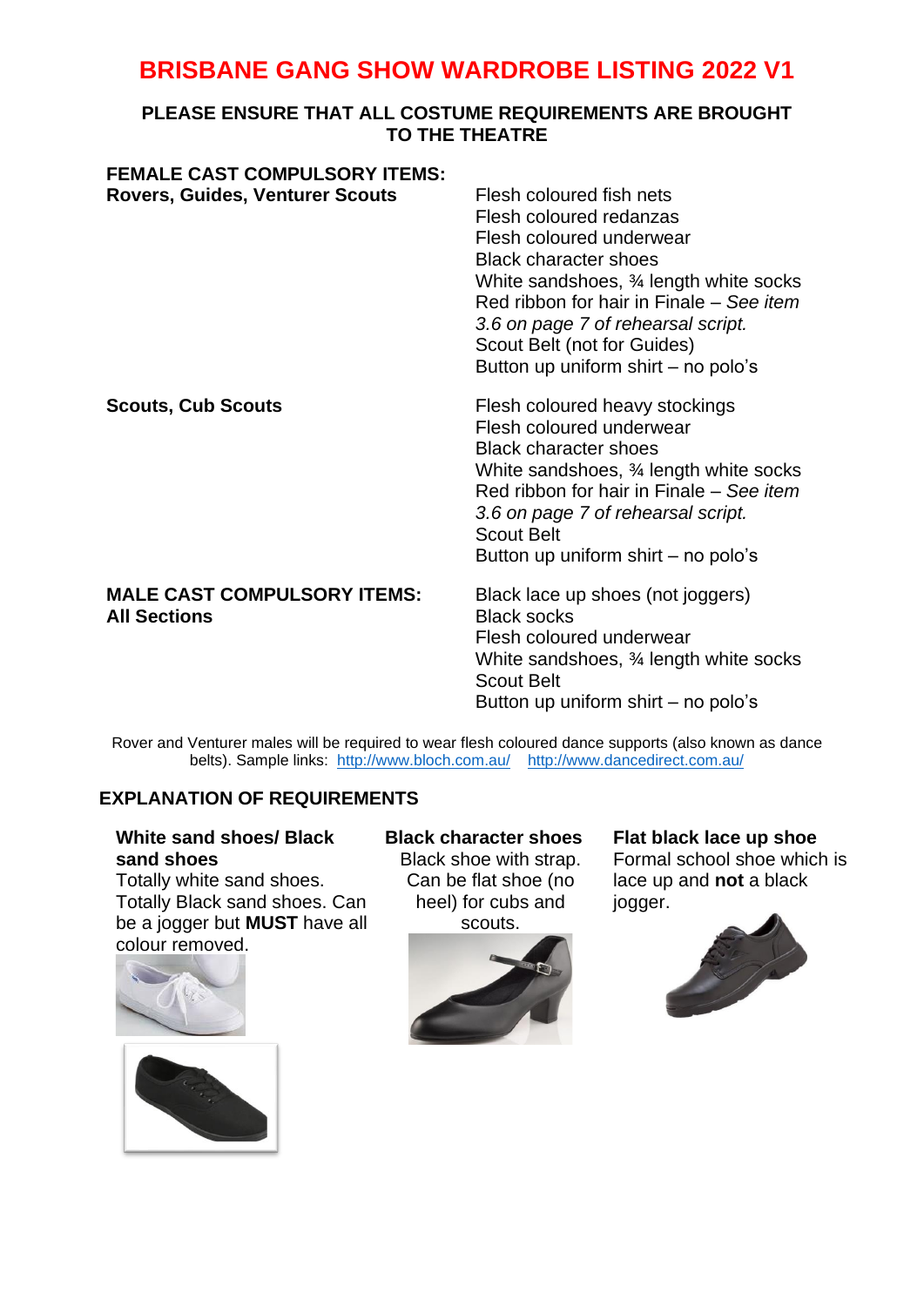# BRISBANE GANG SHOW WARDROBE LISTING 2022 V1

**PLEASE ENSURE THAT ALL COSTUME REQUIREMENTS ARE BROUGHT TO THE THEATRE**

## FEMALE CAST COMPULSORY ITEMS:

**Rovers, Guides, Venturer Scouts**

- Flesh coloured fish nets
- Flesh coloured redanzas
- Flesh coloured underwear
- Black character shoes
- White sandshoes, ¾ length white socks
- Red ribbon for hair in Finale – *See item 3.6 on page 7 of rehearsal script.*
- Scout Belt (not for Guides)
- Button up uniform shirt – no polo's

**Scouts, Cub Scouts**

- Flesh coloured heavy stockings
- Flesh coloured underwear
- Black character shoes
- White sandshoes, ¾ length white socks
- Red ribbon for hair in Finale – *See item 3.6 on page 7 of rehearsal script.*
- Scout Belt
- Button up uniform shirt – no polo's

## MALE CAST COMPULSORY ITEMS:

**All Sections**

- Black lace up shoes (not joggers)
- Black socks
- Flesh coloured underwear
- White sandshoes, ¾ length white socks
- Scout Belt
- Button up uniform shirt – no polo's

Rover and Venturer males will be required to wear flesh coloured dance supports (also known as dance belts). Sample links: http://www.bloch.com.au/ http://www.dancedirect.com.au/

## EXPLANATION OF REQUIREMENTS

**White sand shoes/ Black sand shoes**
Totally white sand shoes. Totally Black sand shoes. Can be a jogger but **MUST** have all colour removed.

**Black character shoes**
Black shoe with strap. Can be flat shoe (no heel) for cubs and scouts.

**Flat black lace up shoe**
Formal school shoe which is lace up and **not** a black jogger.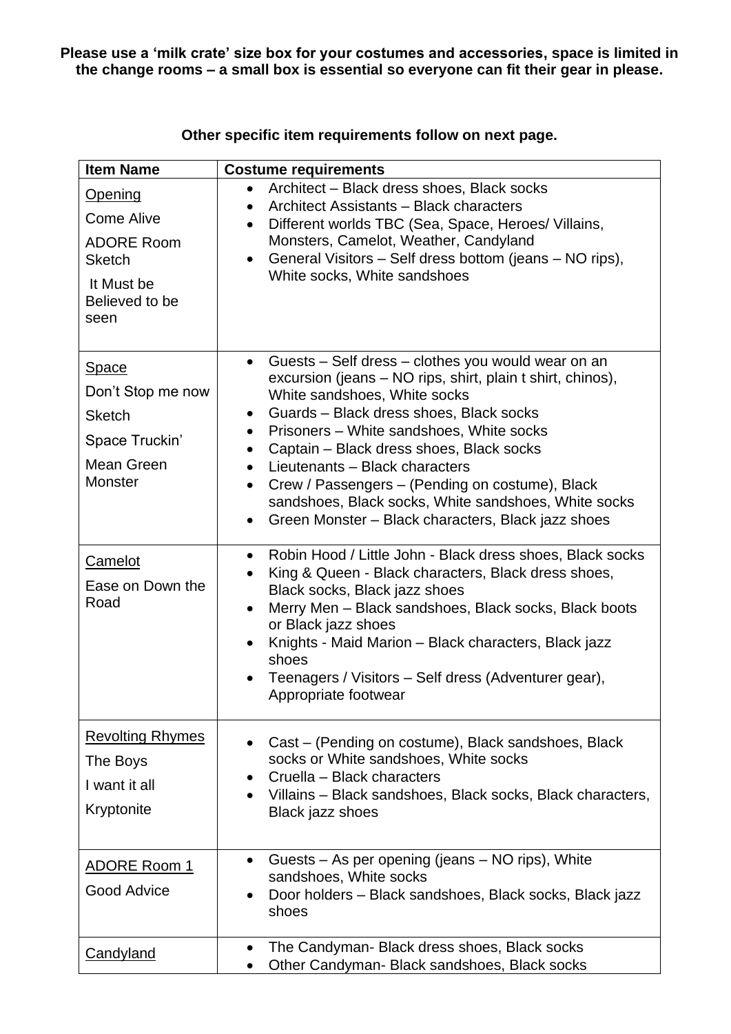**Please use a 'milk crate' size box for your costumes and accessories, space is limited in the change rooms – a small box is essential so everyone can fit their gear in please.**

**Other specific item requirements follow on next page.**

| Item Name | Costume requirements |
|---|---|
| Opening<br>Come Alive<br>ADORE Room Sketch<br>It Must be Believed to be seen | • Architect – Black dress shoes, Black socks<br>• Architect Assistants – Black characters<br>• Different worlds TBC (Sea, Space, Heroes/ Villains, Monsters, Camelot, Weather, Candyland<br>• General Visitors – Self dress bottom (jeans – NO rips), White socks, White sandshoes |
| Space<br>Don't Stop me now<br>Sketch<br>Space Truckin'<br>Mean Green Monster | • Guests – Self dress – clothes you would wear on an excursion (jeans – NO rips, shirt, plain t shirt, chinos), White sandshoes, White socks<br>• Guards – Black dress shoes, Black socks<br>• Prisoners – White sandshoes, White socks<br>• Captain – Black dress shoes, Black socks<br>• Lieutenants – Black characters<br>• Crew / Passengers – (Pending on costume), Black sandshoes, Black socks, White sandshoes, White socks<br>• Green Monster – Black characters, Black jazz shoes |
| Camelot<br>Ease on Down the Road | • Robin Hood / Little John - Black dress shoes, Black socks<br>• King & Queen - Black characters, Black dress shoes, Black socks, Black jazz shoes<br>• Merry Men – Black sandshoes, Black socks, Black boots or Black jazz shoes<br>• Knights - Maid Marion – Black characters, Black jazz shoes<br>• Teenagers / Visitors – Self dress (Adventurer gear), Appropriate footwear |
| Revolting Rhymes<br>The Boys<br>I want it all<br>Kryptonite | • Cast – (Pending on costume), Black sandshoes, Black socks or White sandshoes, White socks<br>• Cruella – Black characters<br>• Villains – Black sandshoes, Black socks, Black characters, Black jazz shoes |
| ADORE Room 1<br>Good Advice | • Guests – As per opening (jeans – NO rips), White sandshoes, White socks<br>• Door holders – Black sandshoes, Black socks, Black jazz shoes |
| Candyland | • The Candyman- Black dress shoes, Black socks<br>• Other Candyman- Black sandshoes, Black socks |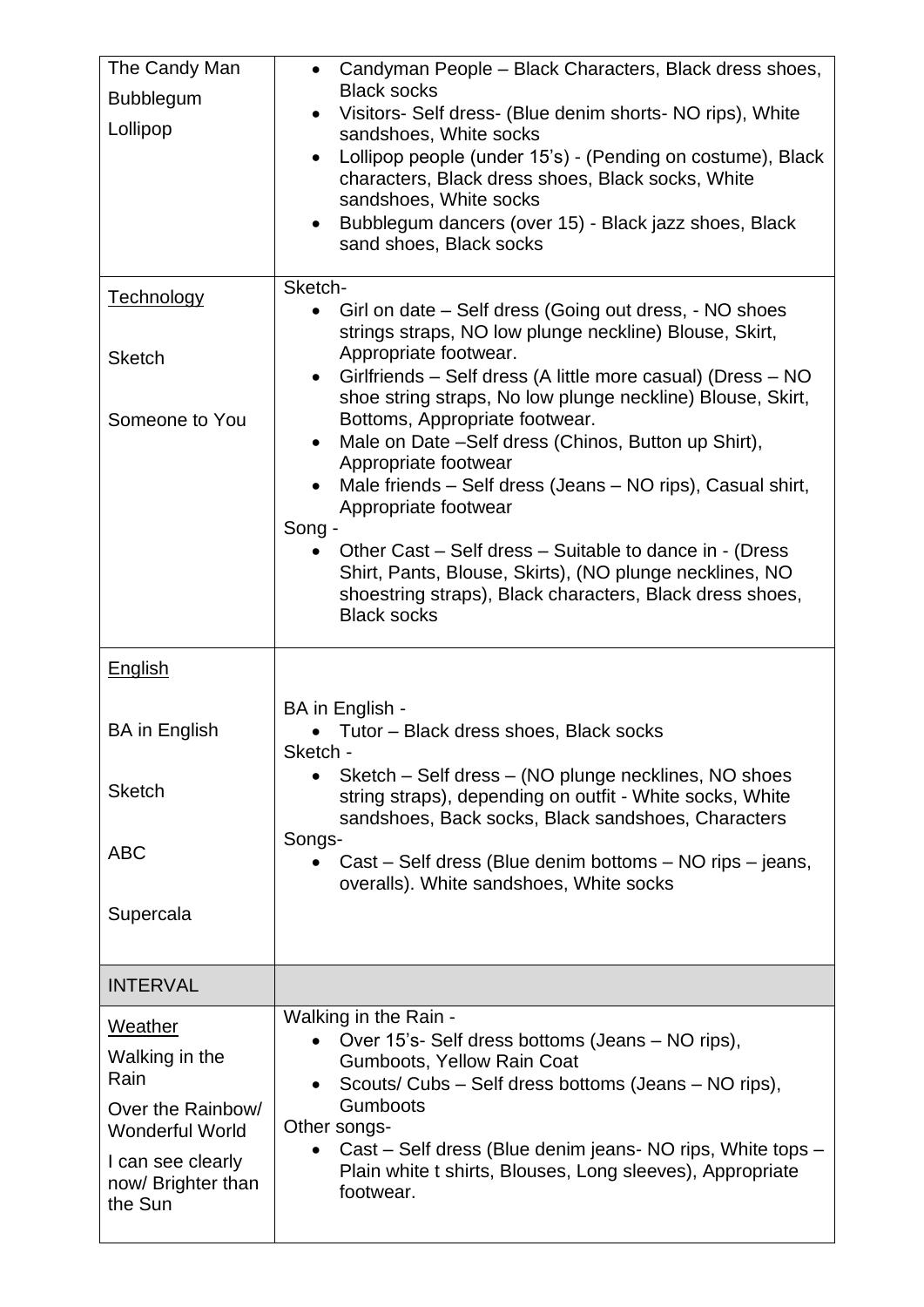| | |
|---|---|
| The Candy Man<br>Bubblegum<br>Lollipop | • Candyman People – Black Characters, Black dress shoes, Black socks<br>• Visitors- Self dress- (Blue denim shorts- NO rips), White sandshoes, White socks<br>• Lollipop people (under 15's) - (Pending on costume), Black characters, Black dress shoes, Black socks, White sandshoes, White socks<br>• Bubblegum dancers (over 15) - Black jazz shoes, Black sand shoes, Black socks |
| <u>Technology</u><br><br>Sketch<br><br>Someone to You | Sketch-<br>• Girl on date – Self dress (Going out dress, - NO shoes strings straps, NO low plunge neckline) Blouse, Skirt, Appropriate footwear.<br>• Girlfriends – Self dress (A little more casual) (Dress – NO shoe string straps, No low plunge neckline) Blouse, Skirt, Bottoms, Appropriate footwear.<br>• Male on Date –Self dress (Chinos, Button up Shirt), Appropriate footwear<br>• Male friends – Self dress (Jeans – NO rips), Casual shirt, Appropriate footwear<br>Song -<br>• Other Cast – Self dress – Suitable to dance in - (Dress Shirt, Pants, Blouse, Skirts), (NO plunge necklines, NO shoestring straps), Black characters, Black dress shoes, Black socks |
| <u>English</u><br><br>BA in English<br><br>Sketch<br><br>ABC<br><br>Supercala | BA in English -<br>• Tutor – Black dress shoes, Black socks<br>Sketch -<br>• Sketch – Self dress – (NO plunge necklines, NO shoes string straps), depending on outfit - White socks, White sandshoes, Back socks, Black sandshoes, Characters<br>Songs-<br>• Cast – Self dress (Blue denim bottoms – NO rips – jeans, overalls). White sandshoes, White socks |
| INTERVAL | |
| <u>Weather</u><br>Walking in the Rain<br>Over the Rainbow/ Wonderful World<br>I can see clearly now/ Brighter than the Sun | Walking in the Rain -<br>• Over 15's- Self dress bottoms (Jeans – NO rips), Gumboots, Yellow Rain Coat<br>• Scouts/ Cubs – Self dress bottoms (Jeans – NO rips), Gumboots<br>Other songs-<br>• Cast – Self dress (Blue denim jeans- NO rips, White tops – Plain white t shirts, Blouses, Long sleeves), Appropriate footwear. |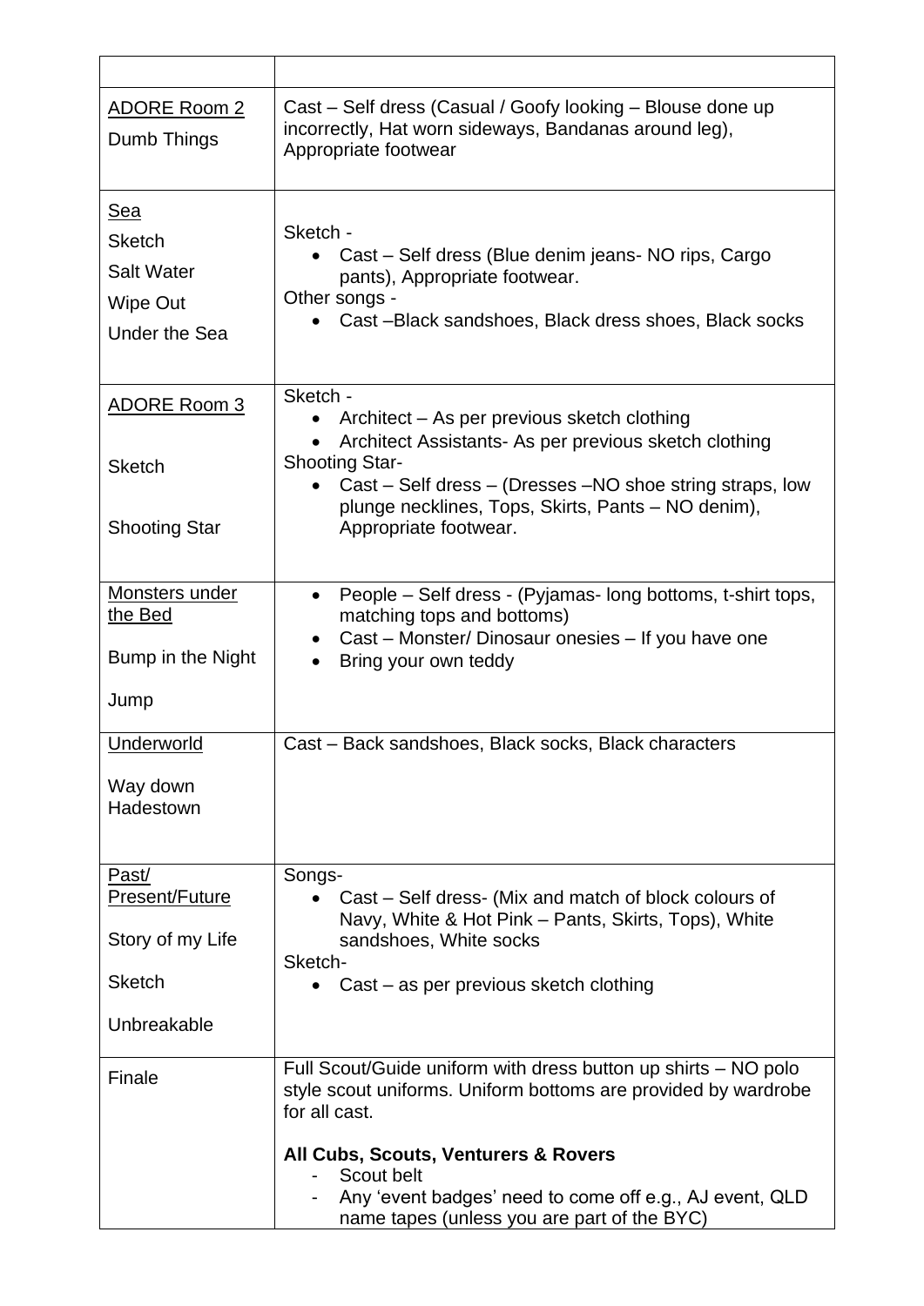| | |
|---|---|
| <u>ADORE Room 2</u><br>Dumb Things | Cast – Self dress (Casual / Goofy looking – Blouse done up incorrectly, Hat worn sideways, Bandanas around leg), Appropriate footwear |
| <u>Sea</u><br>Sketch<br>Salt Water<br>Wipe Out<br>Under the Sea | Sketch -<br>• Cast – Self dress (Blue denim jeans- NO rips, Cargo pants), Appropriate footwear.<br>Other songs -<br>• Cast –Black sandshoes, Black dress shoes, Black socks |
| <u>ADORE Room 3</u><br><br>Sketch<br><br>Shooting Star | Sketch -<br>• Architect – As per previous sketch clothing<br>• Architect Assistants- As per previous sketch clothing<br>Shooting Star-<br>• Cast – Self dress – (Dresses –NO shoe string straps, low plunge necklines, Tops, Skirts, Pants – NO denim), Appropriate footwear. |
| <u>Monsters under the Bed</u><br>Bump in the Night<br>Jump | • People – Self dress - (Pyjamas- long bottoms, t-shirt tops, matching tops and bottoms)<br>• Cast – Monster/ Dinosaur onesies – If you have one<br>• Bring your own teddy |
| <u>Underworld</u><br>Way down Hadestown | Cast – Back sandshoes, Black socks, Black characters |
| <u>Past/ Present/Future</u><br>Story of my Life<br>Sketch<br>Unbreakable | Songs-<br>• Cast – Self dress- (Mix and match of block colours of Navy, White & Hot Pink – Pants, Skirts, Tops), White sandshoes, White socks<br>Sketch-<br>• Cast – as per previous sketch clothing |
| Finale | Full Scout/Guide uniform with dress button up shirts – NO polo style scout uniforms. Uniform bottoms are provided by wardrobe for all cast.<br><br>**All Cubs, Scouts, Venturers & Rovers**<br>- Scout belt<br>- Any 'event badges' need to come off e.g., AJ event, QLD name tapes (unless you are part of the BYC) |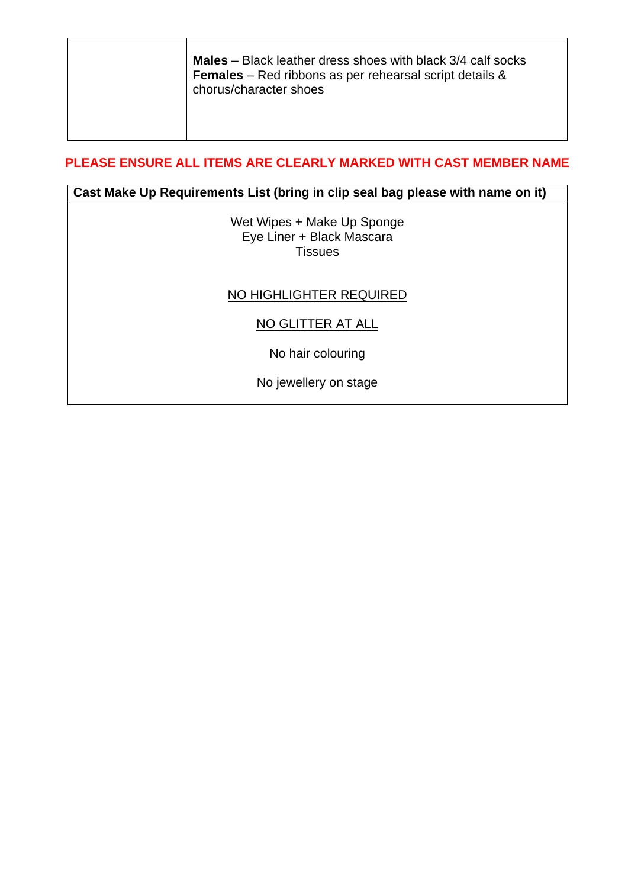| | |
|---|---|
| | **Males** – Black leather dress shoes with black 3/4 calf socks<br>**Females** – Red ribbons as per rehearsal script details & chorus/character shoes |

**PLEASE ENSURE ALL ITEMS ARE CLEARLY MARKED WITH CAST MEMBER NAME**

| **Cast Make Up Requirements List (bring in clip seal bag please with name on it)** |
|---|
| Wet Wipes + Make Up Sponge<br>Eye Liner + Black Mascara<br>Tissues<br><br>NO HIGHLIGHTER REQUIRED<br><br>NO GLITTER AT ALL<br><br>No hair colouring<br><br>No jewellery on stage |